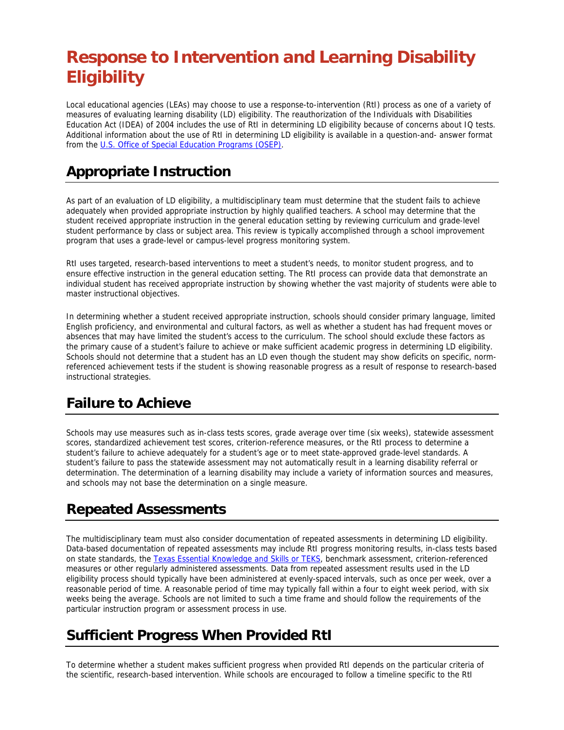# Response to Intervention and Learning Disability Eligibility

Local educational agencies (LEAs) may choose to use a response-to-intervention (RtI) process as one of a variety of measures of evaluating learning disability (LD) eligibility. The reauthorization of the Individuals with Disabilities Education Act (IDEA) of 2004 includes the use of RtI in determining LD eligibility because of concerns about IQ tests. Additional information about the use of RtI in determining LD eligibility is available in a question-and- answer format from the [U.S. Office of Special Education Programs (OSEP)](#).

## Appropriate Instruction

As part of an evaluation of LD eligibility, a multidisciplinary team must determine that the student fails to achieve adequately when provided appropriate instruction by highly qualified teachers. A school may determine that the student received appropriate instruction in the general education setting by reviewing curriculum and grade-level student performance by class or subject area. This review is typically accomplished through a school improvement program that uses a grade-level or campus-level progress monitoring system.

RtI uses targeted, research-based interventions to meet a student's needs, to monitor student progress, and to ensure effective instruction in the general education setting. The RtI process can provide data that demonstrate an individual student has received appropriate instruction by showing whether the vast majority of students were able to master instructional objectives.

In determining whether a student received appropriate instruction, schools should consider primary language, limited English proficiency, and environmental and cultural factors, as well as whether a student has had frequent moves or absences that may have limited the student's access to the curriculum. The school should exclude these factors as the primary cause of a student's failure to achieve or make sufficient academic progress in determining LD eligibility. Schools should not determine that a student has an LD even though the student may show deficits on specific, norm-referenced achievement tests if the student is showing reasonable progress as a result of response to research-based instructional strategies.

## Failure to Achieve

Schools may use measures such as in-class tests scores, grade average over time (six weeks), statewide assessment scores, standardized achievement test scores, criterion-reference measures, or the RtI process to determine a student's failure to achieve adequately for a student's age or to meet state-approved grade-level standards. A student's failure to pass the statewide assessment may not automatically result in a learning disability referral or determination. The determination of a learning disability may include a variety of information sources and measures, and schools may not base the determination on a single measure.

## Repeated Assessments

The multidisciplinary team must also consider documentation of repeated assessments in determining LD eligibility. Data-based documentation of repeated assessments may include RtI progress monitoring results, in-class tests based on state standards, the [Texas Essential Knowledge and Skills or TEKS](#), benchmark assessment, criterion-referenced measures or other regularly administered assessments. Data from repeated assessment results used in the LD eligibility process should typically have been administered at evenly-spaced intervals, such as once per week, over a reasonable period of time. A reasonable period of time may typically fall within a four to eight week period, with six weeks being the average. Schools are not limited to such a time frame and should follow the requirements of the particular instruction program or assessment process in use.

## Sufficient Progress When Provided RtI

To determine whether a student makes sufficient progress when provided RtI depends on the particular criteria of the scientific, research-based intervention. While schools are encouraged to follow a timeline specific to the RtI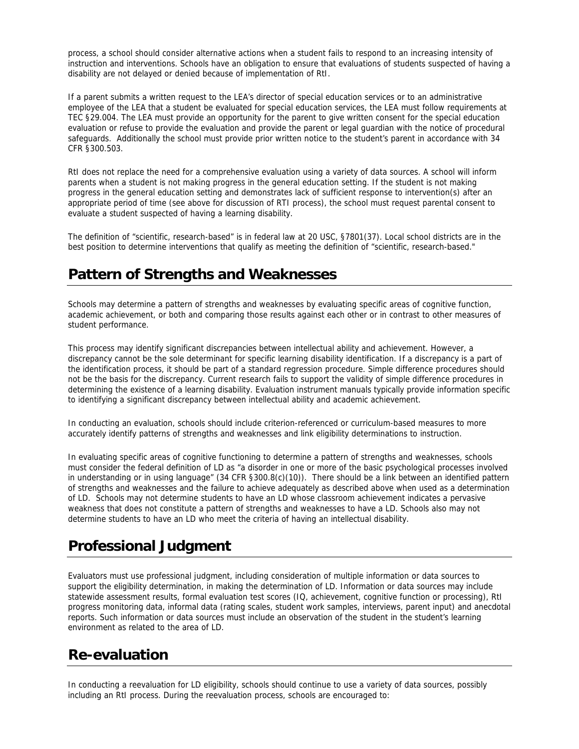process, a school should consider alternative actions when a student fails to respond to an increasing intensity of instruction and interventions. Schools have an obligation to ensure that evaluations of students suspected of having a disability are not delayed or denied because of implementation of RtI.

If a parent submits a written request to the LEA's director of special education services or to an administrative employee of the LEA that a student be evaluated for special education services, the LEA must follow requirements at TEC §29.004. The LEA must provide an opportunity for the parent to give written consent for the special education evaluation or refuse to provide the evaluation and provide the parent or legal guardian with the notice of procedural safeguards. Additionally the school must provide prior written notice to the student's parent in accordance with 34 CFR §300.503.

RtI does not replace the need for a comprehensive evaluation using a variety of data sources. A school will inform parents when a student is not making progress in the general education setting. If the student is not making progress in the general education setting and demonstrates lack of sufficient response to intervention(s) after an appropriate period of time (see above for discussion of RTI process), the school must request parental consent to evaluate a student suspected of having a learning disability.

The definition of "scientific, research-based" is in federal law at 20 USC, §7801(37). Local school districts are in the best position to determine interventions that qualify as meeting the definition of "scientific, research-based."

## Pattern of Strengths and Weaknesses

Schools may determine a pattern of strengths and weaknesses by evaluating specific areas of cognitive function, academic achievement, or both and comparing those results against each other or in contrast to other measures of student performance.

This process may identify significant discrepancies between intellectual ability and achievement. However, a discrepancy cannot be the sole determinant for specific learning disability identification. If a discrepancy is a part of the identification process, it should be part of a standard regression procedure. Simple difference procedures should not be the basis for the discrepancy. Current research fails to support the validity of simple difference procedures in determining the existence of a learning disability. Evaluation instrument manuals typically provide information specific to identifying a significant discrepancy between intellectual ability and academic achievement.

In conducting an evaluation, schools should include criterion-referenced or curriculum-based measures to more accurately identify patterns of strengths and weaknesses and link eligibility determinations to instruction.

In evaluating specific areas of cognitive functioning to determine a pattern of strengths and weaknesses, schools must consider the federal definition of LD as "a disorder in one or more of the basic psychological processes involved in understanding or in using language" (34 CFR §300.8(c)(10)). There should be a link between an identified pattern of strengths and weaknesses and the failure to achieve adequately as described above when used as a determination of LD. Schools may not determine students to have an LD whose classroom achievement indicates a pervasive weakness that does not constitute a pattern of strengths and weaknesses to have a LD. Schools also may not determine students to have an LD who meet the criteria of having an intellectual disability.

## Professional Judgment

Evaluators must use professional judgment, including consideration of multiple information or data sources to support the eligibility determination, in making the determination of LD. Information or data sources may include statewide assessment results, formal evaluation test scores (IQ, achievement, cognitive function or processing), RtI progress monitoring data, informal data (rating scales, student work samples, interviews, parent input) and anecdotal reports. Such information or data sources must include an observation of the student in the student's learning environment as related to the area of LD.

## Re-evaluation

In conducting a reevaluation for LD eligibility, schools should continue to use a variety of data sources, possibly including an RtI process. During the reevaluation process, schools are encouraged to: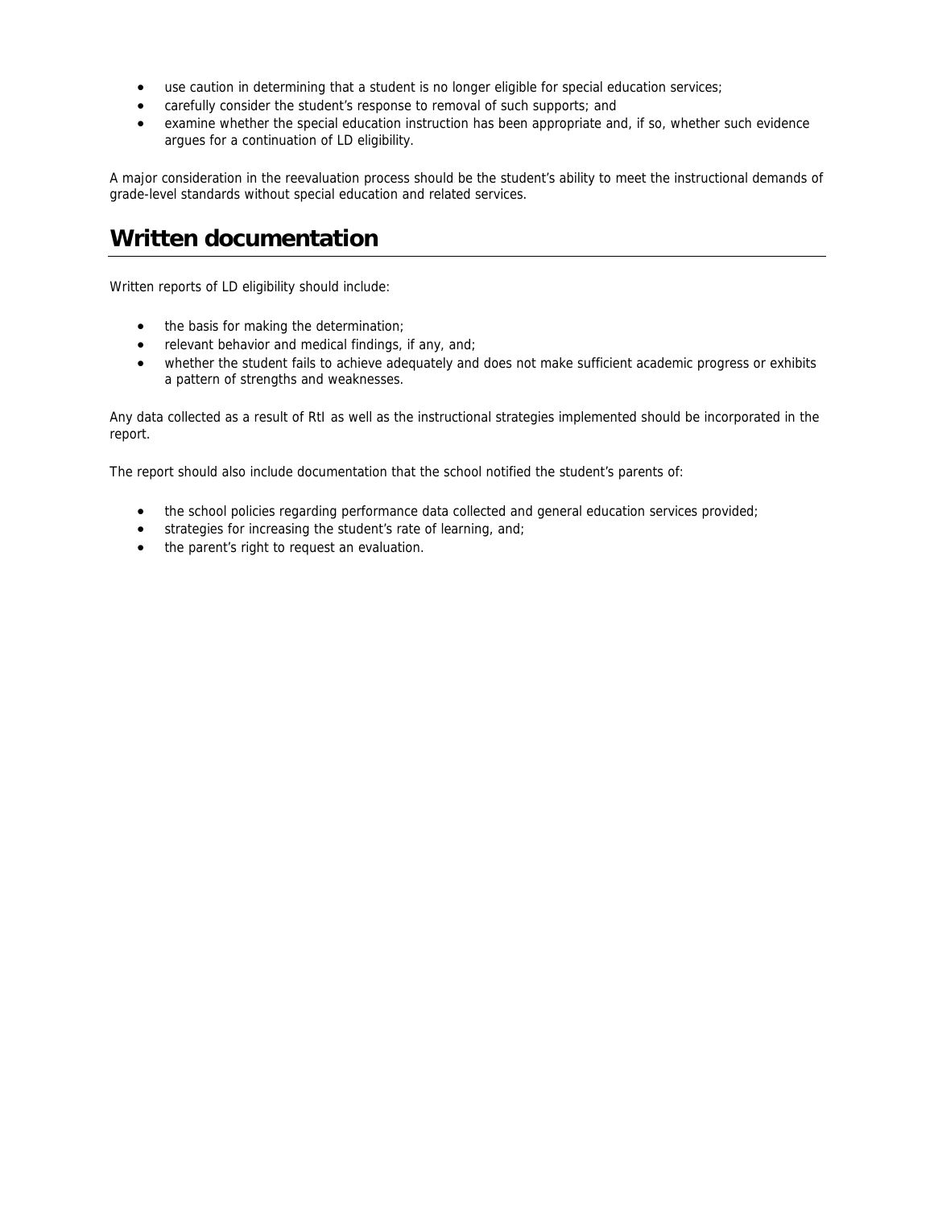- use caution in determining that a student is no longer eligible for special education services;
- carefully consider the student's response to removal of such supports; and
- examine whether the special education instruction has been appropriate and, if so, whether such evidence argues for a continuation of LD eligibility.

A major consideration in the reevaluation process should be the student's ability to meet the instructional demands of grade-level standards without special education and related services.

## Written documentation

Written reports of LD eligibility should include:

- the basis for making the determination;
- relevant behavior and medical findings, if any, and;
- whether the student fails to achieve adequately and does not make sufficient academic progress or exhibits a pattern of strengths and weaknesses.

Any data collected as a result of RtI as well as the instructional strategies implemented should be incorporated in the report.

The report should also include documentation that the school notified the student's parents of:

- the school policies regarding performance data collected and general education services provided;
- strategies for increasing the student's rate of learning, and;
- the parent's right to request an evaluation.